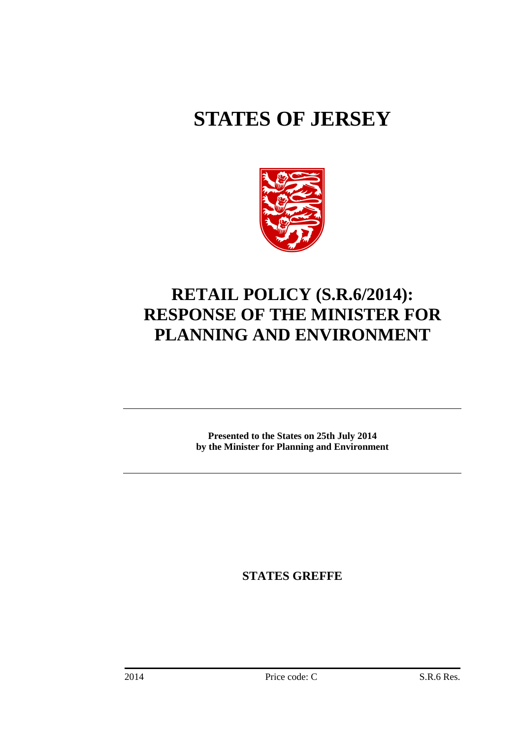# STATES OF JERSEY

# RETAIL POLICY (S.R.6/2014): RESPONSE OF THE MINISTER FOR PLANNING AND ENVIRONMENT

**Presented to the States on 25th July 2014 by the Minister for Planning and Environment**

**STATES GREFFE**

2014 Price code: C S.R.6 Res.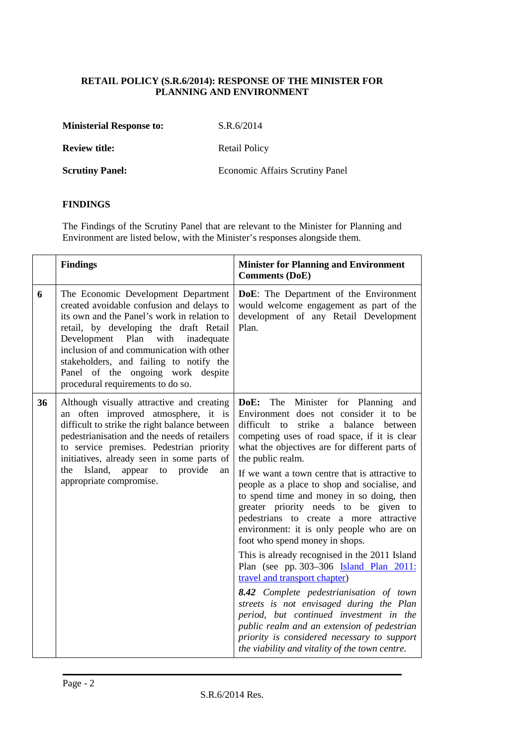**RETAIL POLICY (S.R.6/2014): RESPONSE OF THE MINISTER FOR PLANNING AND ENVIRONMENT**

**Ministerial Response to:** S.R.6/2014

**Review title:** Retail Policy

**Scrutiny Panel:** Economic Affairs Scrutiny Panel

## FINDINGS

The Findings of the Scrutiny Panel that are relevant to the Minister for Planning and Environment are listed below, with the Minister's responses alongside them.

| | **Findings** | **Minister for Planning and Environment Comments (DoE)** |
|---|---|---|
| **6** | The Economic Development Department created avoidable confusion and delays to its own and the Panel's work in relation to retail, by developing the draft Retail Development Plan with inadequate inclusion of and communication with other stakeholders, and failing to notify the Panel of the ongoing work despite procedural requirements to do so. | **DoE**: The Department of the Environment would welcome engagement as part of the development of any Retail Development Plan. |
| **36** | Although visually attractive and creating an often improved atmosphere, it is difficult to strike the right balance between pedestrianisation and the needs of retailers to service premises. Pedestrian priority initiatives, already seen in some parts of the Island, appear to provide an appropriate compromise. | **DoE:** The Minister for Planning and Environment does not consider it to be difficult to strike a balance between competing uses of road space, if it is clear what the objectives are for different parts of the public realm.<br><br>If we want a town centre that is attractive to people as a place to shop and socialise, and to spend time and money in so doing, then greater priority needs to be given to pedestrians to create a more attractive environment: it is only people who are on foot who spend money in shops.<br><br>This is already recognised in the 2011 Island Plan (see pp. 303–306 [Island Plan 2011: travel and transport chapter])<br><br>***8.42*** *Complete pedestrianisation of town streets is not envisaged during the Plan period, but continued investment in the public realm and an extension of pedestrian priority is considered necessary to support the viability and vitality of the town centre.* |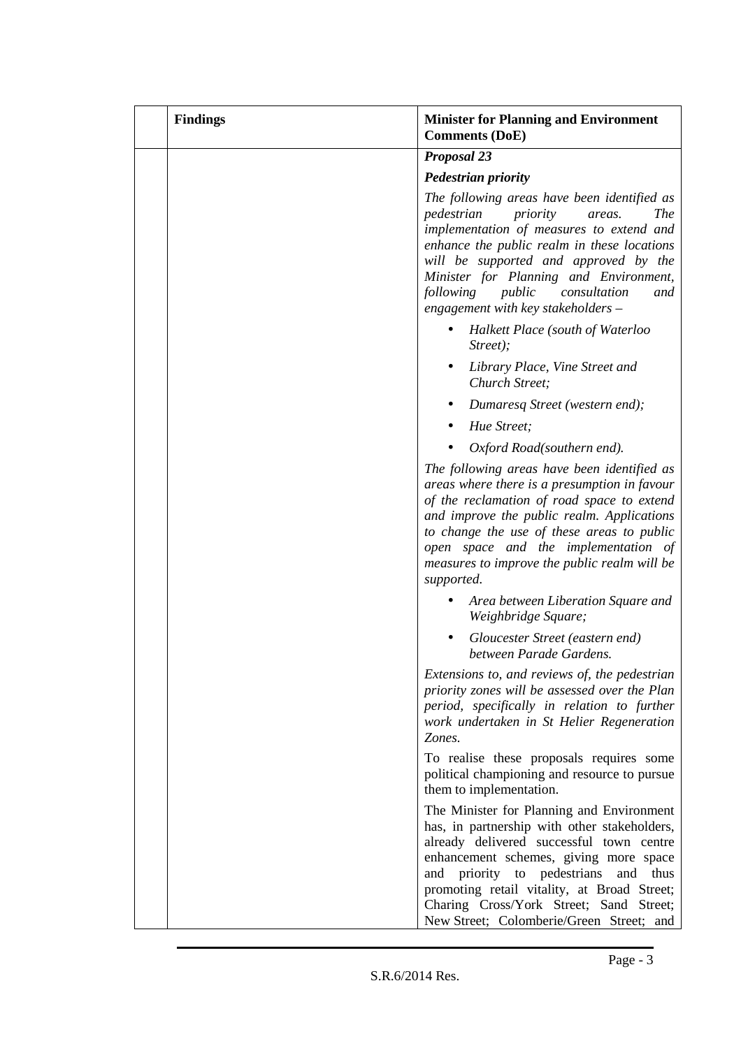| | Findings | Minister for Planning and Environment Comments (DoE) |
|---|---|---|
| | | ***Proposal 23*** <br><br> ***Pedestrian priority*** <br><br> *The following areas have been identified as pedestrian priority areas. The implementation of measures to extend and enhance the public realm in these locations will be supported and approved by the Minister for Planning and Environment, following public consultation and engagement with key stakeholders –* <br><br> • *Halkett Place (south of Waterloo Street);* <br> • *Library Place, Vine Street and Church Street;* <br> • *Dumaresq Street (western end);* <br> • *Hue Street;* <br> • *Oxford Road(southern end).* <br><br> *The following areas have been identified as areas where there is a presumption in favour of the reclamation of road space to extend and improve the public realm. Applications to change the use of these areas to public open space and the implementation of measures to improve the public realm will be supported.* <br><br> • *Area between Liberation Square and Weighbridge Square;* <br> • *Gloucester Street (eastern end) between Parade Gardens.* <br><br> *Extensions to, and reviews of, the pedestrian priority zones will be assessed over the Plan period, specifically in relation to further work undertaken in St Helier Regeneration Zones.* <br><br> To realise these proposals requires some political championing and resource to pursue them to implementation. <br><br> The Minister for Planning and Environment has, in partnership with other stakeholders, already delivered successful town centre enhancement schemes, giving more space and priority to pedestrians and thus promoting retail vitality, at Broad Street; Charing Cross/York Street; Sand Street; New Street; Colomberie/Green Street; and |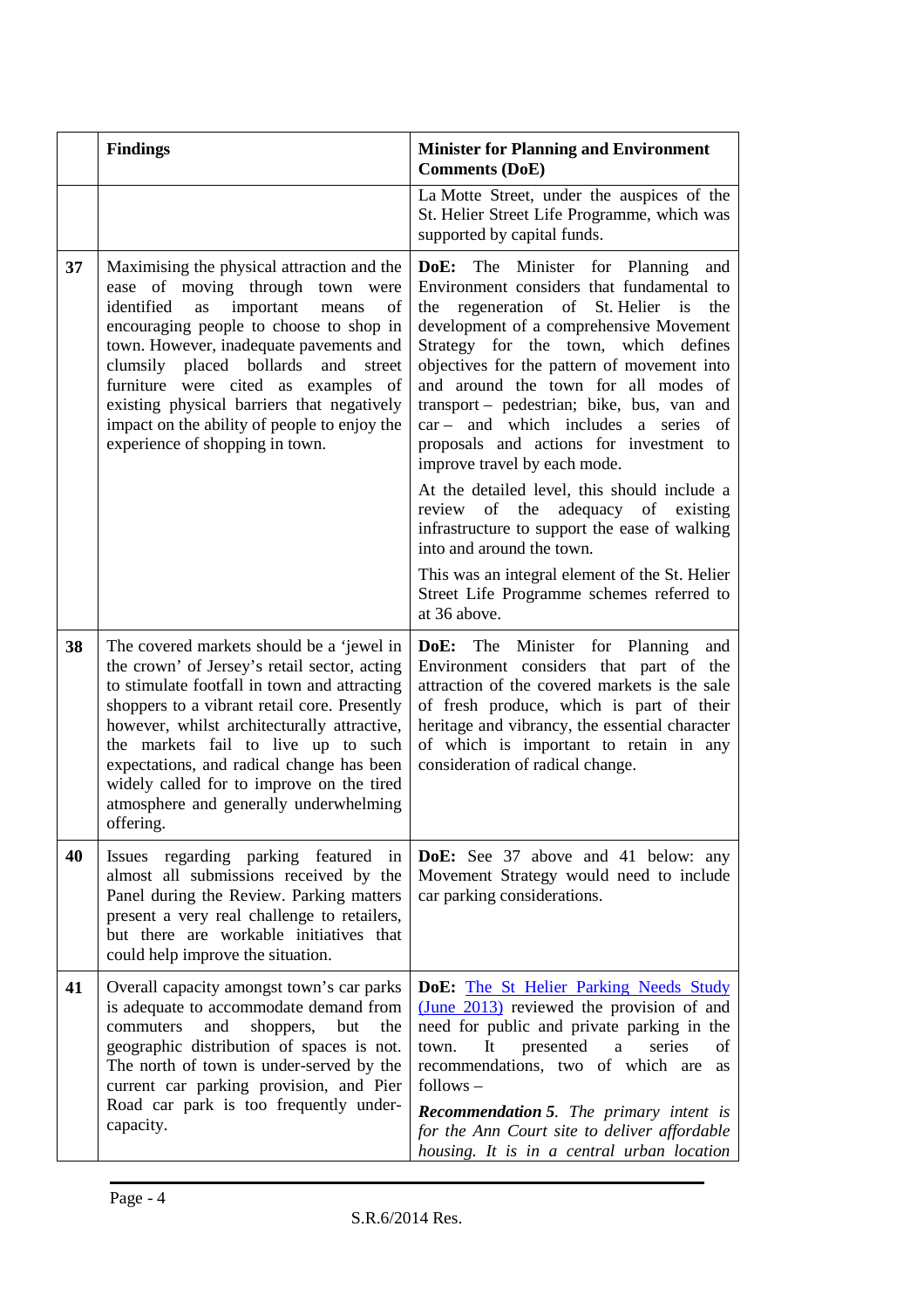| | Findings | Minister for Planning and Environment Comments (DoE) |
|---|---|---|
| | | La Motte Street, under the auspices of the St. Helier Street Life Programme, which was supported by capital funds. |
| **37** | Maximising the physical attraction and the ease of moving through town were identified as important means of encouraging people to choose to shop in town. However, inadequate pavements and clumsily placed bollards and street furniture were cited as examples of existing physical barriers that negatively impact on the ability of people to enjoy the experience of shopping in town. | **DoE:** The Minister for Planning and Environment considers that fundamental to the regeneration of St. Helier is the development of a comprehensive Movement Strategy for the town, which defines objectives for the pattern of movement into and around the town for all modes of transport – pedestrian; bike, bus, van and car – and which includes a series of proposals and actions for investment to improve travel by each mode.<br><br>At the detailed level, this should include a review of the adequacy of existing infrastructure to support the ease of walking into and around the town.<br><br>This was an integral element of the St. Helier Street Life Programme schemes referred to at 36 above. |
| **38** | The covered markets should be a 'jewel in the crown' of Jersey's retail sector, acting to stimulate footfall in town and attracting shoppers to a vibrant retail core. Presently however, whilst architecturally attractive, the markets fail to live up to such expectations, and radical change has been widely called for to improve on the tired atmosphere and generally underwhelming offering. | **DoE:** The Minister for Planning and Environment considers that part of the attraction of the covered markets is the sale of fresh produce, which is part of their heritage and vibrancy, the essential character of which is important to retain in any consideration of radical change. |
| **40** | Issues regarding parking featured in almost all submissions received by the Panel during the Review. Parking matters present a very real challenge to retailers, but there are workable initiatives that could help improve the situation. | **DoE:** See 37 above and 41 below: any Movement Strategy would need to include car parking considerations. |
| **41** | Overall capacity amongst town's car parks is adequate to accommodate demand from commuters and shoppers, but the geographic distribution of spaces is not. The north of town is under-served by the current car parking provision, and Pier Road car park is too frequently under-capacity. | **DoE:** The St Helier Parking Needs Study (June 2013) reviewed the provision of and need for public and private parking in the town. It presented a series of recommendations, two of which are as follows –<br><br>***Recommendation 5****. The primary intent is for the Ann Court site to deliver affordable housing. It is in a central urban location* |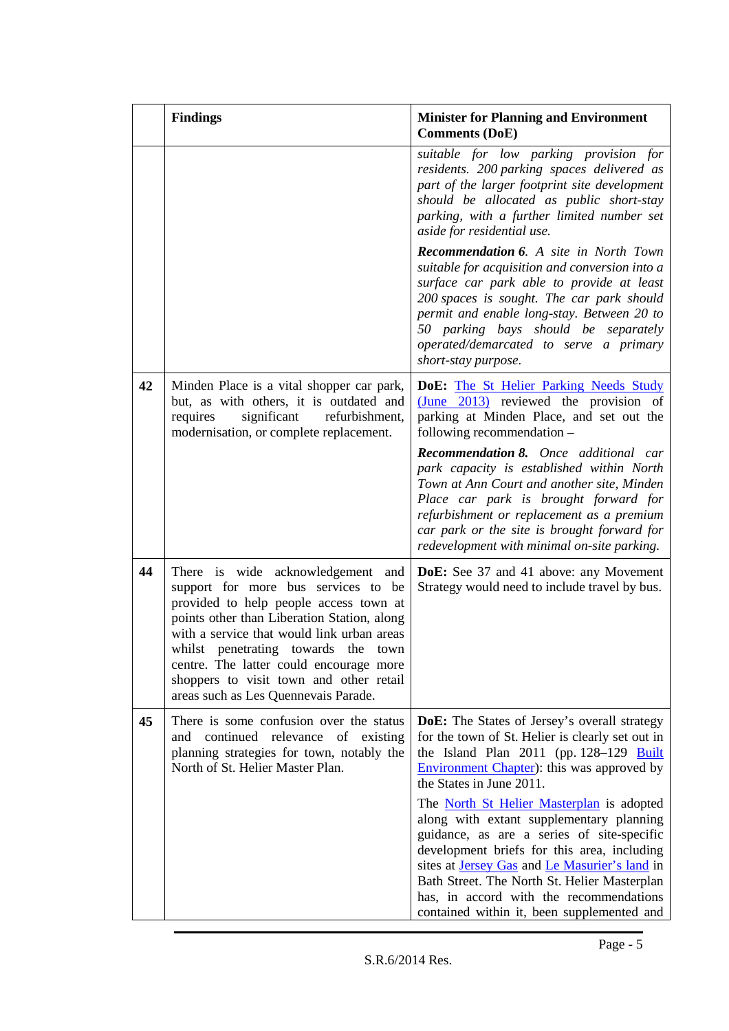| | Findings | Minister for Planning and Environment Comments (DoE) |
|---|---|---|
| | | *suitable for low parking provision for residents. 200 parking spaces delivered as part of the larger footprint site development should be allocated as public short-stay parking, with a further limited number set aside for residential use.*<br><br>***Recommendation 6****. A site in North Town suitable for acquisition and conversion into a surface car park able to provide at least 200 spaces is sought. The car park should permit and enable long-stay. Between 20 to 50 parking bays should be separately operated/demarcated to serve a primary short-stay purpose.* |
| **42** | Minden Place is a vital shopper car park, but, as with others, it is outdated and requires significant refurbishment, modernisation, or complete replacement. | **DoE:** The St Helier Parking Needs Study (June 2013) reviewed the provision of parking at Minden Place, and set out the following recommendation –<br><br>***Recommendation 8.*** *Once additional car park capacity is established within North Town at Ann Court and another site, Minden Place car park is brought forward for refurbishment or replacement as a premium car park or the site is brought forward for redevelopment with minimal on-site parking.* |
| **44** | There is wide acknowledgement and support for more bus services to be provided to help people access town at points other than Liberation Station, along with a service that would link urban areas whilst penetrating towards the town centre. The latter could encourage more shoppers to visit town and other retail areas such as Les Quennevais Parade. | **DoE:** See 37 and 41 above: any Movement Strategy would need to include travel by bus. |
| **45** | There is some confusion over the status and continued relevance of existing planning strategies for town, notably the North of St. Helier Master Plan. | **DoE:** The States of Jersey's overall strategy for the town of St. Helier is clearly set out in the Island Plan 2011 (pp. 128–129 Built Environment Chapter): this was approved by the States in June 2011.<br><br>The North St Helier Masterplan is adopted along with extant supplementary planning guidance, as are a series of site-specific development briefs for this area, including sites at Jersey Gas and Le Masurier's land in Bath Street. The North St. Helier Masterplan has, in accord with the recommendations contained within it, been supplemented and |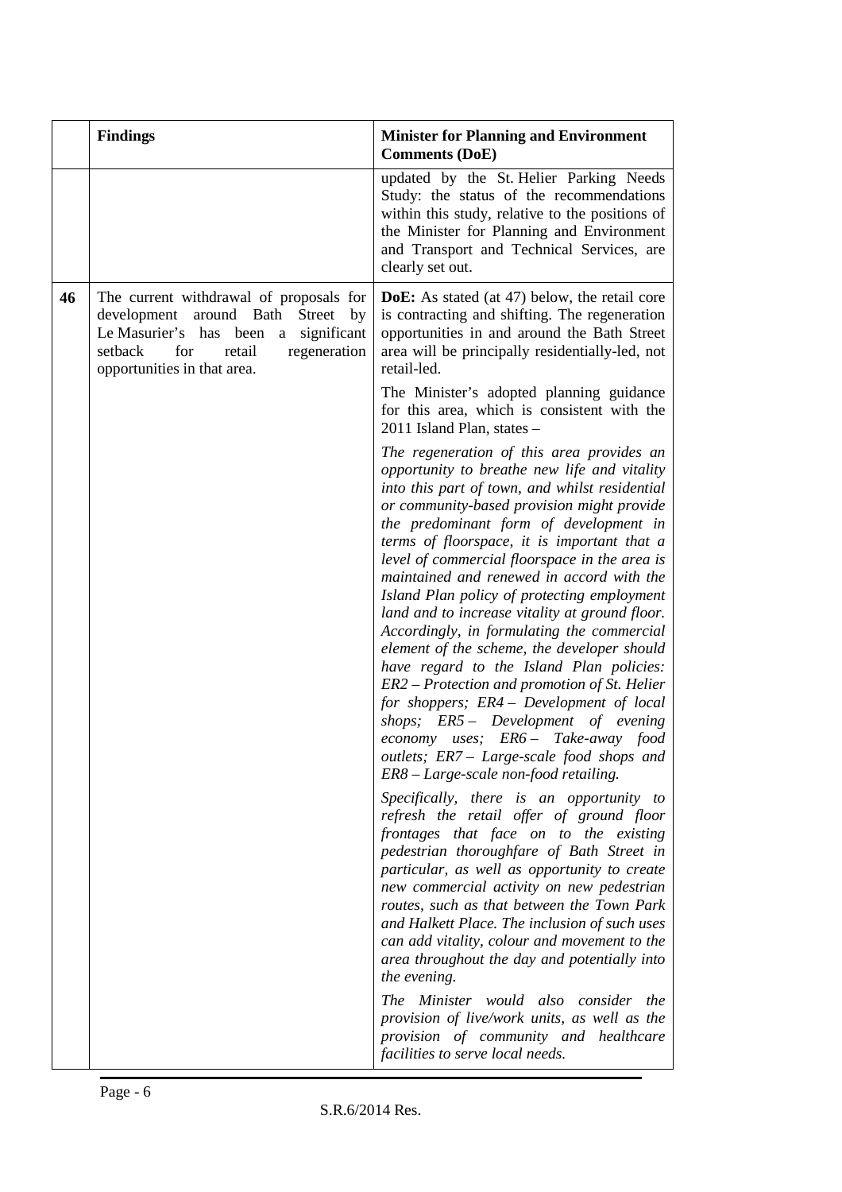|  | Findings | Minister for Planning and Environment Comments (DoE) |
|---|---|---|
|  |  | updated by the St. Helier Parking Needs Study: the status of the recommendations within this study, relative to the positions of the Minister for Planning and Environment and Transport and Technical Services, are clearly set out. |
| 46 | The current withdrawal of proposals for development around Bath Street by Le Masurier's has been a significant setback for retail regeneration opportunities in that area. | **DoE:** As stated (at 47) below, the retail core is contracting and shifting. The regeneration opportunities in and around the Bath Street area will be principally residentially-led, not retail-led.<br><br>The Minister's adopted planning guidance for this area, which is consistent with the 2011 Island Plan, states –<br><br>*The regeneration of this area provides an opportunity to breathe new life and vitality into this part of town, and whilst residential or community-based provision might provide the predominant form of development in terms of floorspace, it is important that a level of commercial floorspace in the area is maintained and renewed in accord with the Island Plan policy of protecting employment land and to increase vitality at ground floor. Accordingly, in formulating the commercial element of the scheme, the developer should have regard to the Island Plan policies: ER2 – Protection and promotion of St. Helier for shoppers; ER4 – Development of local shops; ER5 – Development of evening economy uses; ER6 – Take-away food outlets; ER7 – Large-scale food shops and ER8 – Large-scale non-food retailing.*<br><br>*Specifically, there is an opportunity to refresh the retail offer of ground floor frontages that face on to the existing pedestrian thoroughfare of Bath Street in particular, as well as opportunity to create new commercial activity on new pedestrian routes, such as that between the Town Park and Halkett Place. The inclusion of such uses can add vitality, colour and movement to the area throughout the day and potentially into the evening.*<br><br>*The Minister would also consider the provision of live/work units, as well as the provision of community and healthcare facilities to serve local needs.* |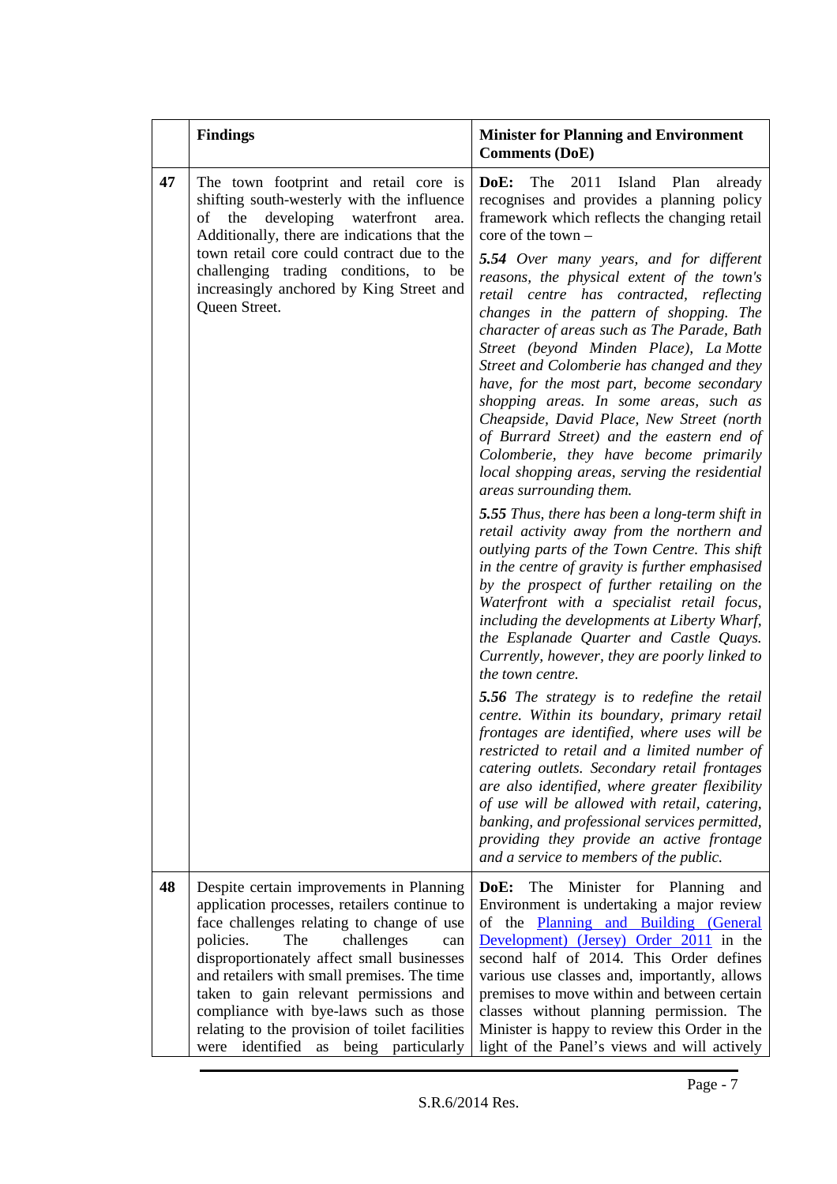| | Findings | Minister for Planning and Environment Comments (DoE) |
|---|---|---|
| **47** | The town footprint and retail core is shifting south-westerly with the influence of the developing waterfront area. Additionally, there are indications that the town retail core could contract due to the challenging trading conditions, to be increasingly anchored by King Street and Queen Street. | **DoE:** The 2011 Island Plan already recognises and provides a planning policy framework which reflects the changing retail core of the town – <br><br>***5.54*** *Over many years, and for different reasons, the physical extent of the town's retail centre has contracted, reflecting changes in the pattern of shopping. The character of areas such as The Parade, Bath Street (beyond Minden Place), La Motte Street and Colomberie has changed and they have, for the most part, become secondary shopping areas. In some areas, such as Cheapside, David Place, New Street (north of Burrard Street) and the eastern end of Colomberie, they have become primarily local shopping areas, serving the residential areas surrounding them.* <br><br>***5.55*** *Thus, there has been a long-term shift in retail activity away from the northern and outlying parts of the Town Centre. This shift in the centre of gravity is further emphasised by the prospect of further retailing on the Waterfront with a specialist retail focus, including the developments at Liberty Wharf, the Esplanade Quarter and Castle Quays. Currently, however, they are poorly linked to the town centre.* <br><br>***5.56*** *The strategy is to redefine the retail centre. Within its boundary, primary retail frontages are identified, where uses will be restricted to retail and a limited number of catering outlets. Secondary retail frontages are also identified, where greater flexibility of use will be allowed with retail, catering, banking, and professional services permitted, providing they provide an active frontage and a service to members of the public.* |
| **48** | Despite certain improvements in Planning application processes, retailers continue to face challenges relating to change of use policies. The challenges can disproportionately affect small businesses and retailers with small premises. The time taken to gain relevant permissions and compliance with bye-laws such as those relating to the provision of toilet facilities were identified as being particularly | **DoE:** The Minister for Planning and Environment is undertaking a major review of the Planning and Building (General Development) (Jersey) Order 2011 in the second half of 2014. This Order defines various use classes and, importantly, allows premises to move within and between certain classes without planning permission. The Minister is happy to review this Order in the light of the Panel's views and will actively |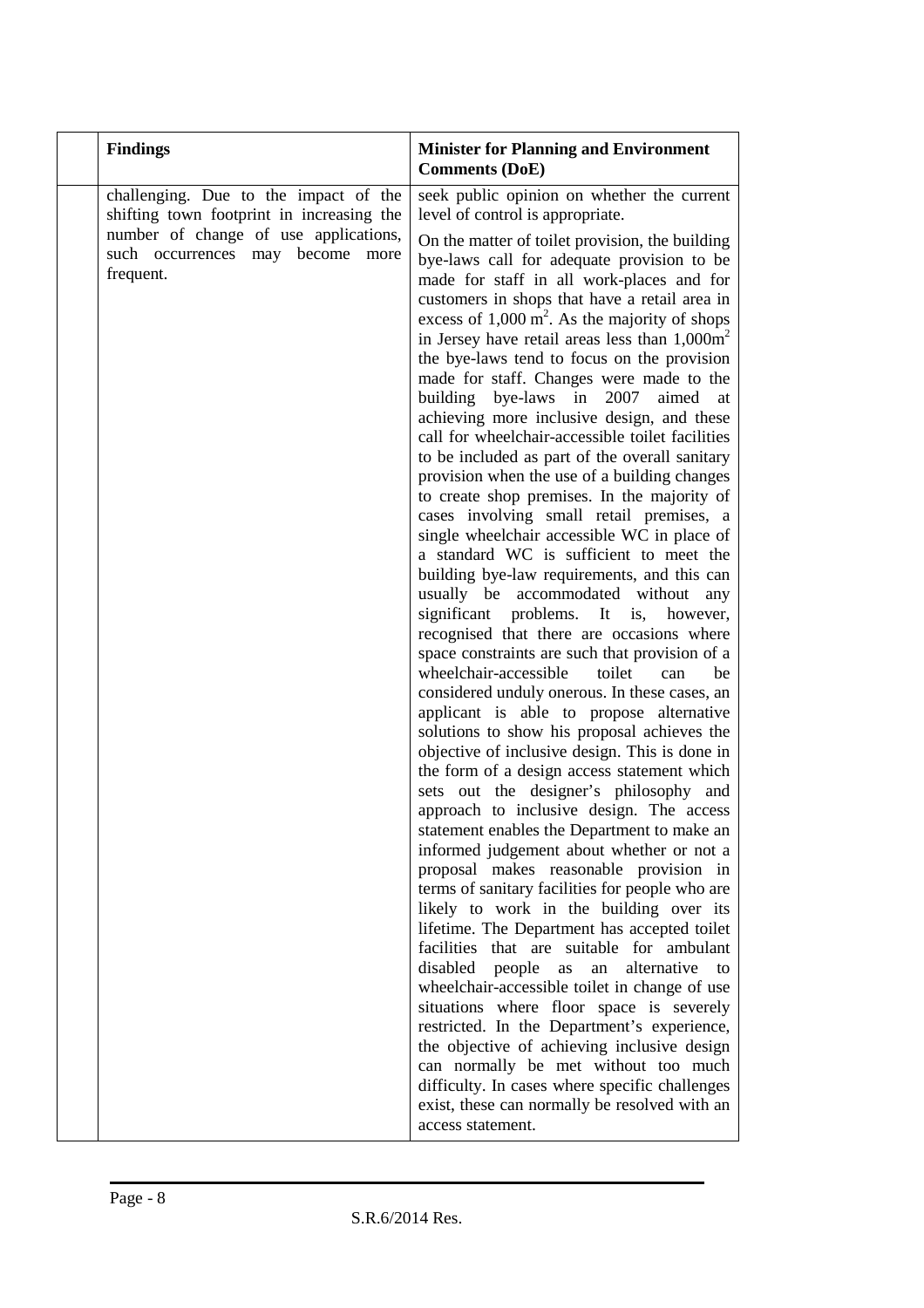| | Findings | Minister for Planning and Environment Comments (DoE) |
|---|---|---|
| | challenging. Due to the impact of the shifting town footprint in increasing the number of change of use applications, such occurrences may become more frequent. | seek public opinion on whether the current level of control is appropriate.<br><br>On the matter of toilet provision, the building bye-laws call for adequate provision to be made for staff in all work-places and for customers in shops that have a retail area in excess of 1,000 $m^2$. As the majority of shops in Jersey have retail areas less than 1,000$m^2$ the bye-laws tend to focus on the provision made for staff. Changes were made to the building bye-laws in 2007 aimed at achieving more inclusive design, and these call for wheelchair-accessible toilet facilities to be included as part of the overall sanitary provision when the use of a building changes to create shop premises. In the majority of cases involving small retail premises, a single wheelchair accessible WC in place of a standard WC is sufficient to meet the building bye-law requirements, and this can usually be accommodated without any significant problems. It is, however, recognised that there are occasions where space constraints are such that provision of a wheelchair-accessible toilet can be considered unduly onerous. In these cases, an applicant is able to propose alternative solutions to show his proposal achieves the objective of inclusive design. This is done in the form of a design access statement which sets out the designer's philosophy and approach to inclusive design. The access statement enables the Department to make an informed judgement about whether or not a proposal makes reasonable provision in terms of sanitary facilities for people who are likely to work in the building over its lifetime. The Department has accepted toilet facilities that are suitable for ambulant disabled people as an alternative to wheelchair-accessible toilet in change of use situations where floor space is severely restricted. In the Department's experience, the objective of achieving inclusive design can normally be met without too much difficulty. In cases where specific challenges exist, these can normally be resolved with an access statement. |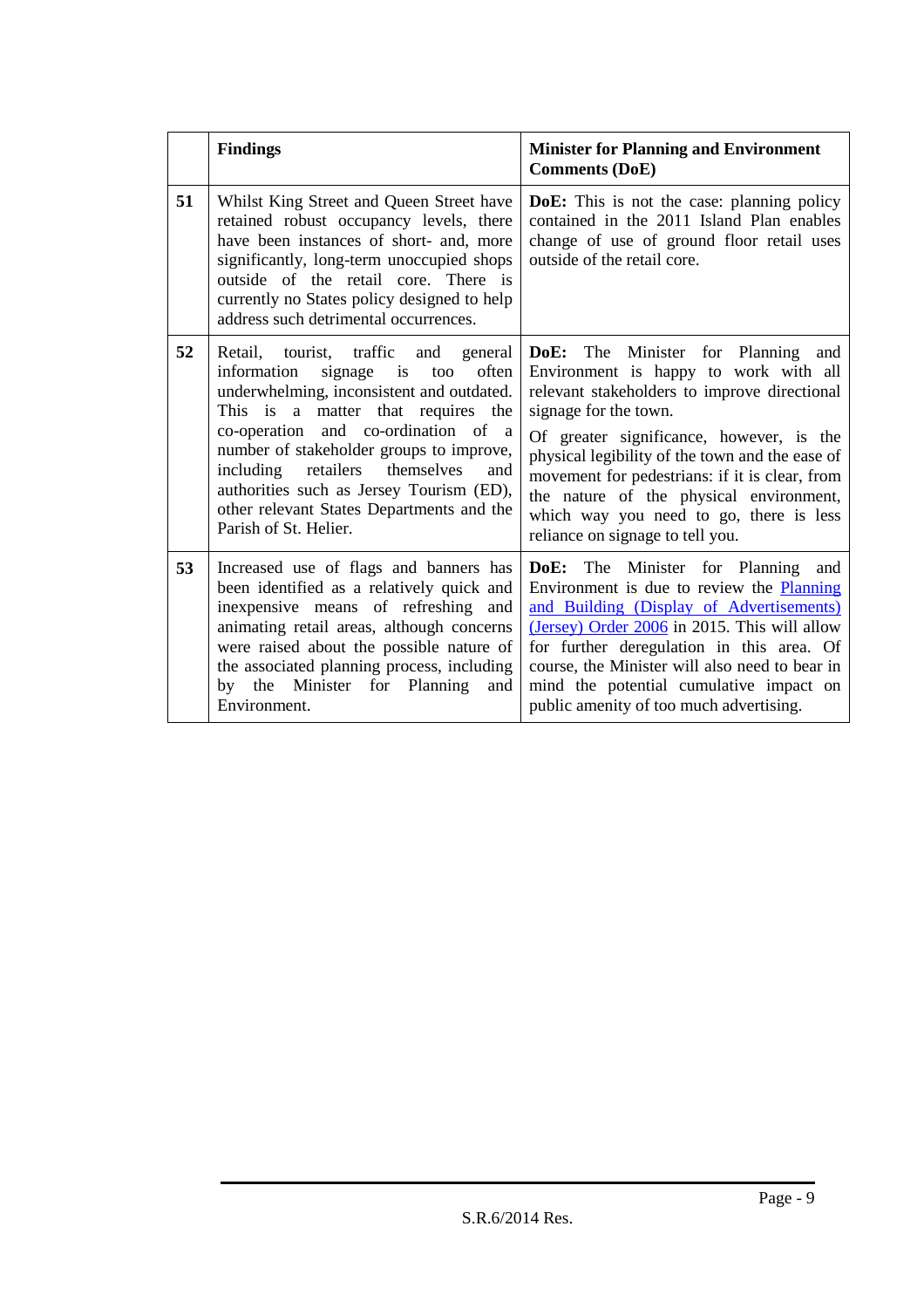| | **Findings** | **Minister for Planning and Environment Comments (DoE)** |
|---|---|---|
| **51** | Whilst King Street and Queen Street have retained robust occupancy levels, there have been instances of short- and, more significantly, long-term unoccupied shops outside of the retail core. There is currently no States policy designed to help address such detrimental occurrences. | **DoE:** This is not the case: planning policy contained in the 2011 Island Plan enables change of use of ground floor retail uses outside of the retail core. |
| **52** | Retail, tourist, traffic and general information signage is too often underwhelming, inconsistent and outdated. This is a matter that requires the co-operation and co-ordination of a number of stakeholder groups to improve, including retailers themselves and authorities such as Jersey Tourism (ED), other relevant States Departments and the Parish of St. Helier. | **DoE:** The Minister for Planning and Environment is happy to work with all relevant stakeholders to improve directional signage for the town.<br><br>Of greater significance, however, is the physical legibility of the town and the ease of movement for pedestrians: if it is clear, from the nature of the physical environment, which way you need to go, there is less reliance on signage to tell you. |
| **53** | Increased use of flags and banners has been identified as a relatively quick and inexpensive means of refreshing and animating retail areas, although concerns were raised about the possible nature of the associated planning process, including by the Minister for Planning and Environment. | **DoE:** The Minister for Planning and Environment is due to review the Planning and Building (Display of Advertisements) (Jersey) Order 2006 in 2015. This will allow for further deregulation in this area. Of course, the Minister will also need to bear in mind the potential cumulative impact on public amenity of too much advertising. |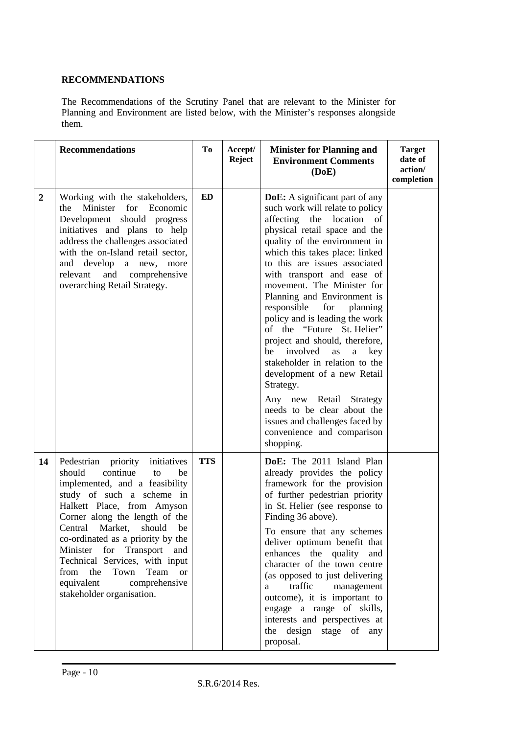**RECOMMENDATIONS**

The Recommendations of the Scrutiny Panel that are relevant to the Minister for Planning and Environment are listed below, with the Minister's responses alongside them.

| | Recommendations | To | Accept/ Reject | Minister for Planning and Environment Comments (DoE) | Target date of action/ completion |
|---|---|---|---|---|---|
| **2** | Working with the stakeholders, the Minister for Economic Development should progress initiatives and plans to help address the challenges associated with the on-Island retail sector, and develop a new, more relevant and comprehensive overarching Retail Strategy. | **ED** | | **DoE:** A significant part of any such work will relate to policy affecting the location of physical retail space and the quality of the environment in which this takes place: linked to this are issues associated with transport and ease of movement. The Minister for Planning and Environment is responsible for planning policy and is leading the work of the "Future St. Helier" project and should, therefore, be involved as a key stakeholder in relation to the development of a new Retail Strategy.<br><br>Any new Retail Strategy needs to be clear about the issues and challenges faced by convenience and comparison shopping. | |
| **14** | Pedestrian priority initiatives should continue to be implemented, and a feasibility study of such a scheme in Halkett Place, from Amyson Corner along the length of the Central Market, should be co-ordinated as a priority by the Minister for Transport and Technical Services, with input from the Town Team or equivalent comprehensive stakeholder organisation. | **TTS** | | **DoE:** The 2011 Island Plan already provides the policy framework for the provision of further pedestrian priority in St. Helier (see response to Finding 36 above).<br><br>To ensure that any schemes deliver optimum benefit that enhances the quality and character of the town centre (as opposed to just delivering a traffic management outcome), it is important to engage a range of skills, interests and perspectives at the design stage of any proposal. | |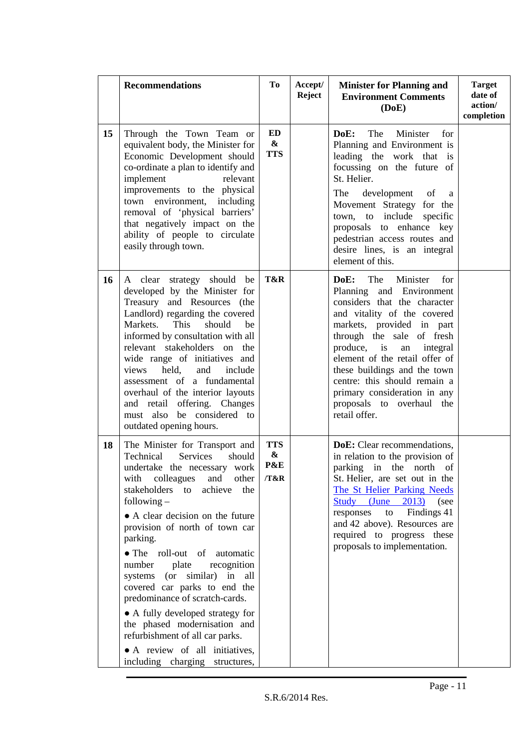| | Recommendations | To | Accept/ Reject | Minister for Planning and Environment Comments (DoE) | Target date of action/ completion |
|---|---|---|---|---|---|
| **15** | Through the Town Team or equivalent body, the Minister for Economic Development should co-ordinate a plan to identify and implement relevant improvements to the physical town environment, including removal of 'physical barriers' that negatively impact on the ability of people to circulate easily through town. | **ED & TTS** | | **DoE:** The Minister for Planning and Environment is leading the work that is focussing on the future of St. Helier.<br><br>The development of a Movement Strategy for the town, to include specific proposals to enhance key pedestrian access routes and desire lines, is an integral element of this. | |
| **16** | A clear strategy should be developed by the Minister for Treasury and Resources (the Landlord) regarding the covered Markets. This should be informed by consultation with all relevant stakeholders on the wide range of initiatives and views held, and include assessment of a fundamental overhaul of the interior layouts and retail offering. Changes must also be considered to outdated opening hours. | **T&R** | | **DoE:** The Minister for Planning and Environment considers that the character and vitality of the covered markets, provided in part through the sale of fresh produce, is an integral element of the retail offer of these buildings and the town centre: this should remain a primary consideration in any proposals to overhaul the retail offer. | |
| **18** | The Minister for Transport and Technical Services should undertake the necessary work with colleagues and other stakeholders to achieve the following –<br><br>● A clear decision on the future provision of north of town car parking.<br><br>● The roll-out of automatic number plate recognition systems (or similar) in all covered car parks to end the predominance of scratch-cards.<br><br>● A fully developed strategy for the phased modernisation and refurbishment of all car parks.<br><br>● A review of all initiatives, including charging structures, | **TTS & P&E /T&R** | | **DoE:** Clear recommendations, in relation to the provision of parking in the north of St. Helier, are set out in the The St Helier Parking Needs Study (June 2013) (see responses to Findings 41 and 42 above). Resources are required to progress these proposals to implementation. | |

S.R.6/2014 Res.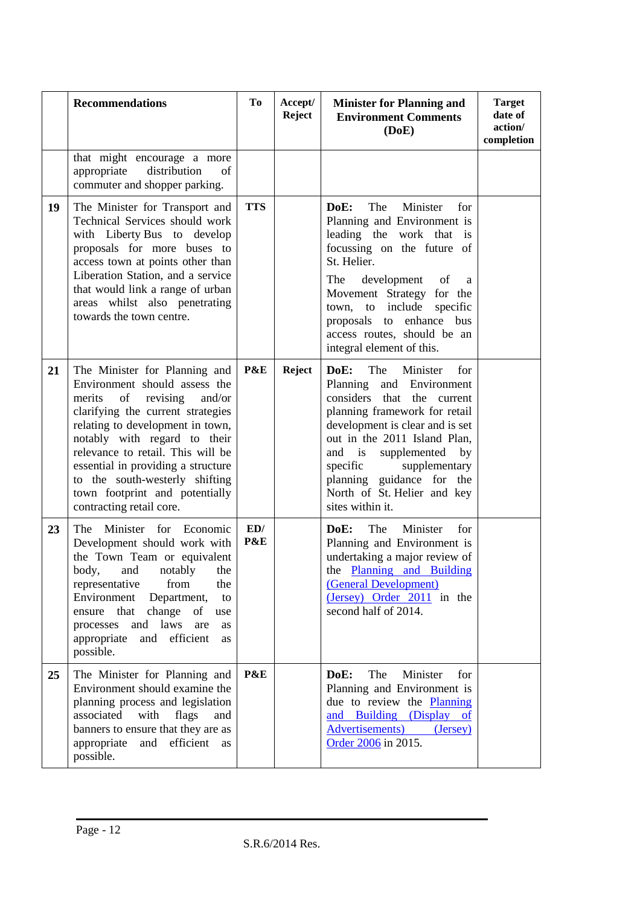| | Recommendations | To | Accept/ Reject | Minister for Planning and Environment Comments (DoE) | Target date of action/ completion |
|---|---|---|---|---|---|
| | that might encourage a more appropriate distribution of commuter and shopper parking. | | | | |
| 19 | The Minister for Transport and Technical Services should work with Liberty Bus to develop proposals for more buses to access town at points other than Liberation Station, and a service that would link a range of urban areas whilst also penetrating towards the town centre. | TTS | | **DoE:** The Minister for Planning and Environment is leading the work that is focussing on the future of St. Helier. The development of a Movement Strategy for the town, to include specific proposals to enhance bus access routes, should be an integral element of this. | |
| 21 | The Minister for Planning and Environment should assess the merits of revising and/or clarifying the current strategies relating to development in town, notably with regard to their relevance to retail. This will be essential in providing a structure to the south-westerly shifting town footprint and potentially contracting retail core. | P&E | Reject | **DoE:** The Minister for Planning and Environment considers that the current planning framework for retail development is clear and is set out in the 2011 Island Plan, and is supplemented by specific supplementary planning guidance for the North of St. Helier and key sites within it. | |
| 23 | The Minister for Economic Development should work with the Town Team or equivalent body, and notably the representative from the Environment Department, to ensure that change of use processes and laws are as appropriate and efficient as possible. | ED/ P&E | | **DoE:** The Minister for Planning and Environment is undertaking a major review of the Planning and Building (General Development) (Jersey) Order 2011 in the second half of 2014. | |
| 25 | The Minister for Planning and Environment should examine the planning process and legislation associated with flags and banners to ensure that they are as appropriate and efficient as possible. | P&E | | **DoE:** The Minister for Planning and Environment is due to review the Planning and Building (Display of Advertisements) (Jersey) Order 2006 in 2015. | |

S.R.6/2014 Res.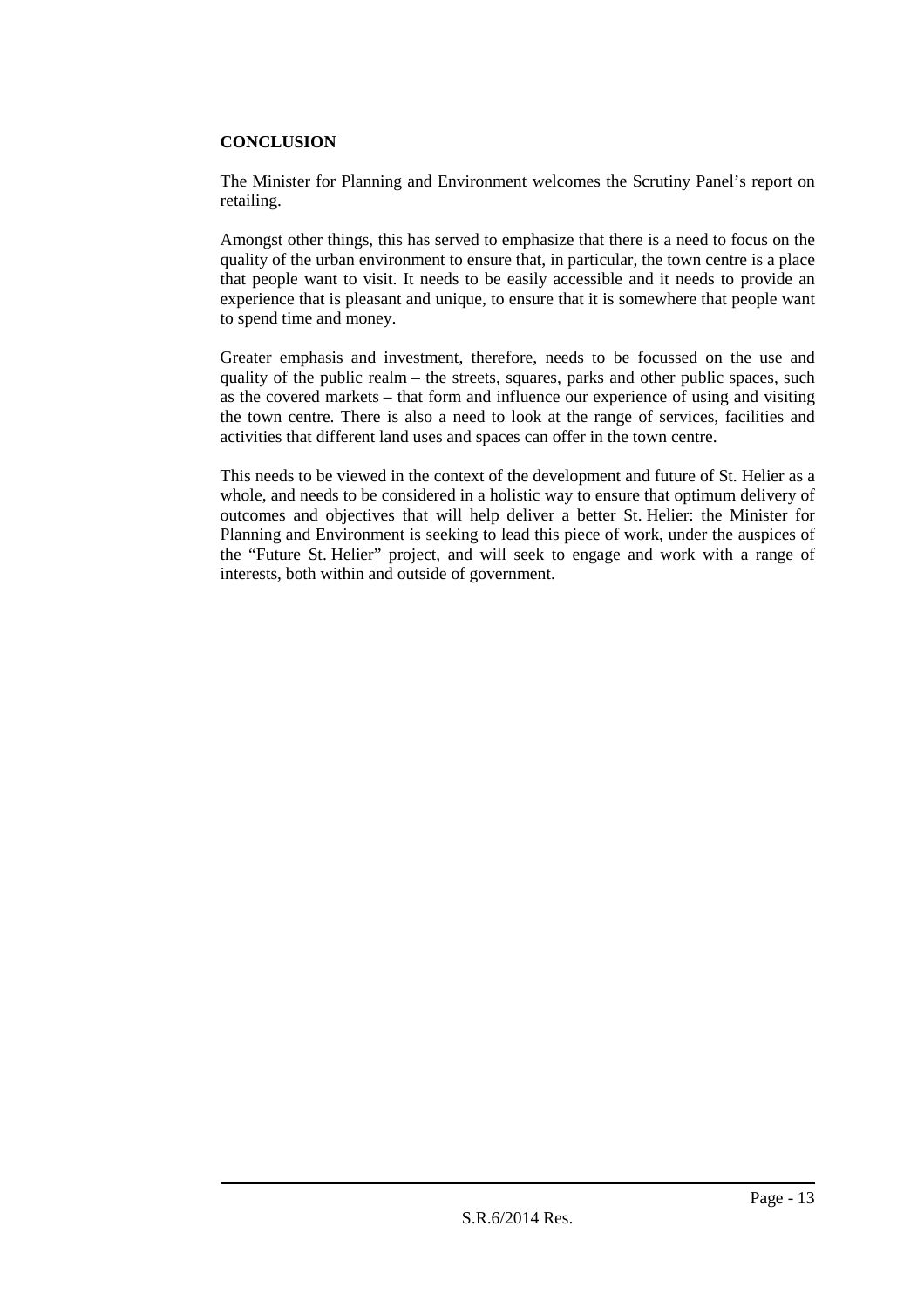**CONCLUSION**

The Minister for Planning and Environment welcomes the Scrutiny Panel's report on retailing.

Amongst other things, this has served to emphasize that there is a need to focus on the quality of the urban environment to ensure that, in particular, the town centre is a place that people want to visit. It needs to be easily accessible and it needs to provide an experience that is pleasant and unique, to ensure that it is somewhere that people want to spend time and money.

Greater emphasis and investment, therefore, needs to be focussed on the use and quality of the public realm – the streets, squares, parks and other public spaces, such as the covered markets – that form and influence our experience of using and visiting the town centre. There is also a need to look at the range of services, facilities and activities that different land uses and spaces can offer in the town centre.

This needs to be viewed in the context of the development and future of St. Helier as a whole, and needs to be considered in a holistic way to ensure that optimum delivery of outcomes and objectives that will help deliver a better St. Helier: the Minister for Planning and Environment is seeking to lead this piece of work, under the auspices of the "Future St. Helier" project, and will seek to engage and work with a range of interests, both within and outside of government.